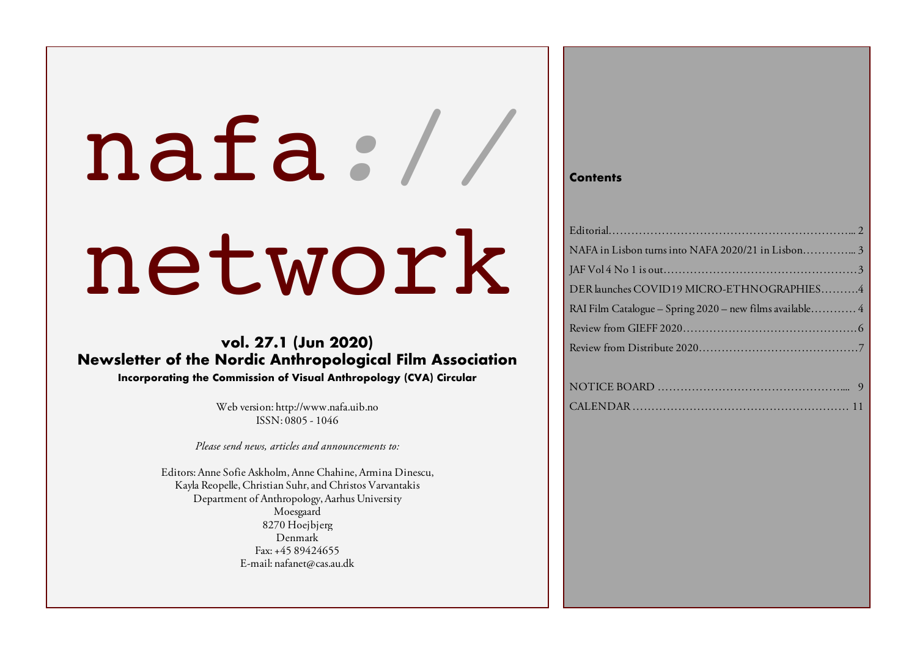# nafa:// network

**vol. 27.1 (Jun 2020)**

## Newsletter of the Nordic Anthropological Film Association

**Incorporating the Commission of Visual Anthropology (CVA) Circular**

Web version: http://www.nafa.uib.no
ISSN: 0805 - 1046

*Please send news, articles and announcements to:*

Editors: Anne Sofie Askholm, Anne Chahine, Armina Dinescu, Kayla Reopelle, Christian Suhr, and Christos Varvantakis
Department of Anthropology, Aarhus University
Moesgaard
8270 Hoejbjerg
Denmark
Fax: +45 89424655
E-mail: nafanet@cas.au.dk

### Contents

Editorial………………………………………………………... 2
NAFA in Lisbon turns into NAFA 2020/21 in Lisbon…………... 3
JAF Vol 4 No 1 is out……………………………………………3
DER launches COVID19 MICRO-ETHNOGRAPHIES……….4
RAI Film Catalogue – Spring 2020 – new films available………… 4
Review from GIEFF 2020………………………………………6
Review from Distribute 2020……………………………………7

NOTICE BOARD …………………………………………... 9
CALENDAR ………………………………………………… 11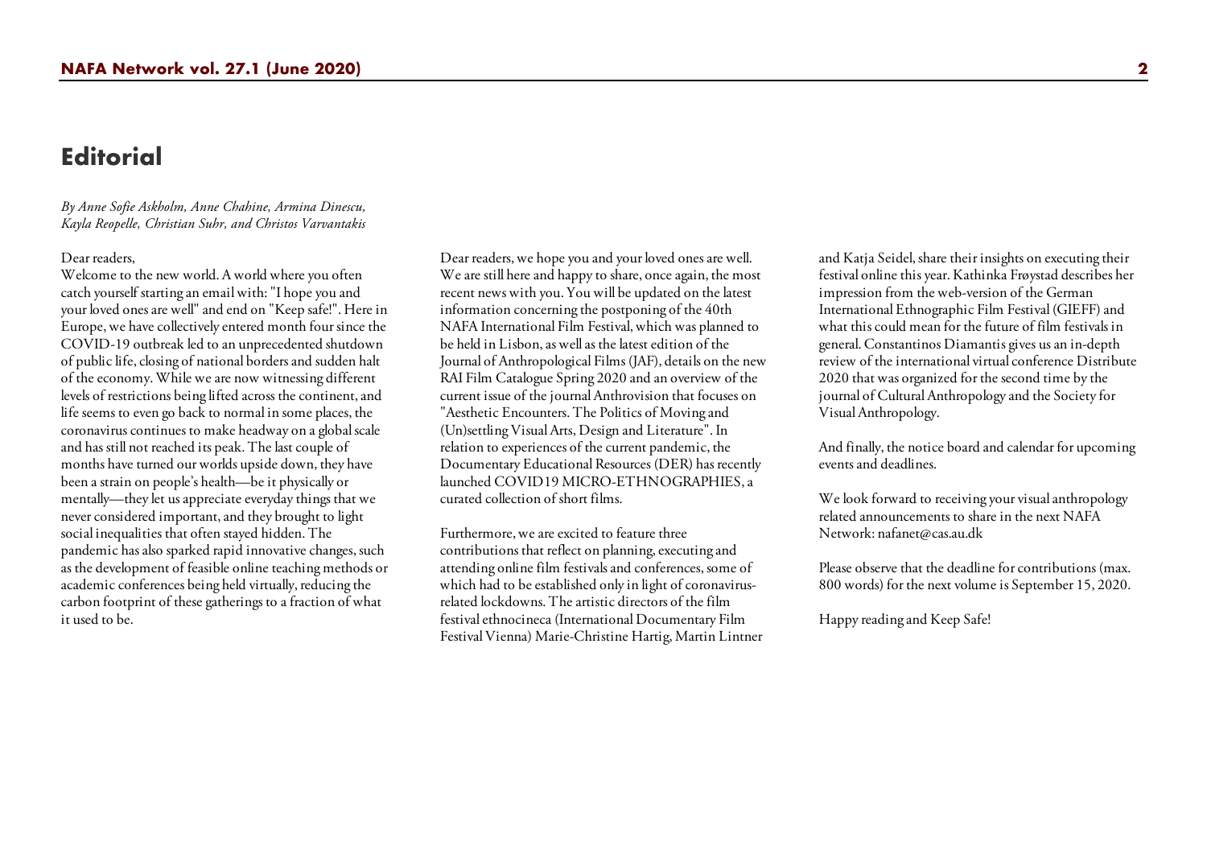# Editorial

*By Anne Sofie Askholm, Anne Chahine, Armina Dinescu, Kayla Reopelle, Christian Suhr, and Christos Varvantakis*

Dear readers,
Welcome to the new world. A world where you often catch yourself starting an email with: "I hope you and your loved ones are well" and end on "Keep safe!". Here in Europe, we have collectively entered month four since the COVID-19 outbreak led to an unprecedented shutdown of public life, closing of national borders and sudden halt of the economy. While we are now witnessing different levels of restrictions being lifted across the continent, and life seems to even go back to normal in some places, the coronavirus continues to make headway on a global scale and has still not reached its peak. The last couple of months have turned our worlds upside down, they have been a strain on people's health—be it physically or mentally—they let us appreciate everyday things that we never considered important, and they brought to light social inequalities that often stayed hidden. The pandemic has also sparked rapid innovative changes, such as the development of feasible online teaching methods or academic conferences being held virtually, reducing the carbon footprint of these gatherings to a fraction of what it used to be.

Dear readers, we hope you and your loved ones are well. We are still here and happy to share, once again, the most recent news with you. You will be updated on the latest information concerning the postponing of the 40th NAFA International Film Festival, which was planned to be held in Lisbon, as well as the latest edition of the Journal of Anthropological Films (JAF), details on the new RAI Film Catalogue Spring 2020 and an overview of the current issue of the journal Anthrovision that focuses on "Aesthetic Encounters. The Politics of Moving and (Un)settling Visual Arts, Design and Literature". In relation to experiences of the current pandemic, the Documentary Educational Resources (DER) has recently launched COVID19 MICRO-ETHNOGRAPHIES, a curated collection of short films.

Furthermore, we are excited to feature three contributions that reflect on planning, executing and attending online film festivals and conferences, some of which had to be established only in light of coronavirus-related lockdowns. The artistic directors of the film festival ethnocineca (International Documentary Film Festival Vienna) Marie-Christine Hartig, Martin Lintner and Katja Seidel, share their insights on executing their festival online this year. Kathinka Frøystad describes her impression from the web-version of the German International Ethnographic Film Festival (GIEFF) and what this could mean for the future of film festivals in general. Constantinos Diamantis gives us an in-depth review of the international virtual conference Distribute 2020 that was organized for the second time by the journal of Cultural Anthropology and the Society for Visual Anthropology.

And finally, the notice board and calendar for upcoming events and deadlines.

We look forward to receiving your visual anthropology related announcements to share in the next NAFA Network: nafanet@cas.au.dk

Please observe that the deadline for contributions (max. 800 words) for the next volume is September 15, 2020.

Happy reading and Keep Safe!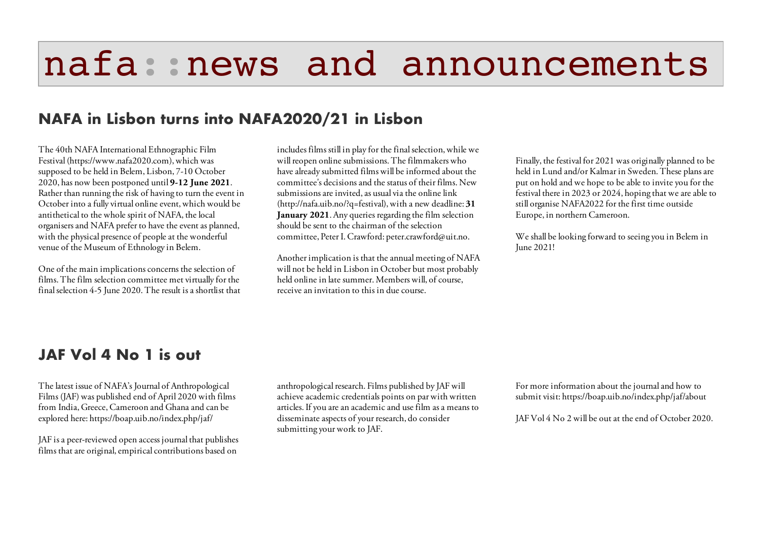# nafa::news and announcements

## NAFA in Lisbon turns into NAFA2020/21 in Lisbon

The 40th NAFA International Ethnographic Film Festival (https://www.nafa2020.com), which was supposed to be held in Belem, Lisbon, 7-10 October 2020, has now been postponed until **9-12 June 2021**. Rather than running the risk of having to turn the event in October into a fully virtual online event, which would be antithetical to the whole spirit of NAFA, the local organisers and NAFA prefer to have the event as planned, with the physical presence of people at the wonderful venue of the Museum of Ethnology in Belem.

One of the main implications concerns the selection of films. The film selection committee met virtually for the final selection 4-5 June 2020. The result is a shortlist that includes films still in play for the final selection, while we will reopen online submissions. The filmmakers who have already submitted films will be informed about the committee's decisions and the status of their films. New submissions are invited, as usual via the online link (http://nafa.uib.no/?q=festival), with a new deadline: **31 January 2021**. Any queries regarding the film selection should be sent to the chairman of the selection committee, Peter I. Crawford: peter.crawford@uit.no.

Another implication is that the annual meeting of NAFA will not be held in Lisbon in October but most probably held online in late summer. Members will, of course, receive an invitation to this in due course.

Finally, the festival for 2021 was originally planned to be held in Lund and/or Kalmar in Sweden. These plans are put on hold and we hope to be able to invite you for the festival there in 2023 or 2024, hoping that we are able to still organise NAFA2022 for the first time outside Europe, in northern Cameroon.

We shall be looking forward to seeing you in Belem in June 2021!

## JAF Vol 4 No 1 is out

The latest issue of NAFA's Journal of Anthropological Films (JAF) was published end of April 2020 with films from India, Greece, Cameroon and Ghana and can be explored here: https://boap.uib.no/index.php/jaf/

JAF is a peer-reviewed open access journal that publishes films that are original, empirical contributions based on anthropological research. Films published by JAF will achieve academic credentials points on par with written articles. If you are an academic and use film as a means to disseminate aspects of your research, do consider submitting your work to JAF.

For more information about the journal and how to submit visit: https://boap.uib.no/index.php/jaf/about

JAF Vol 4 No 2 will be out at the end of October 2020.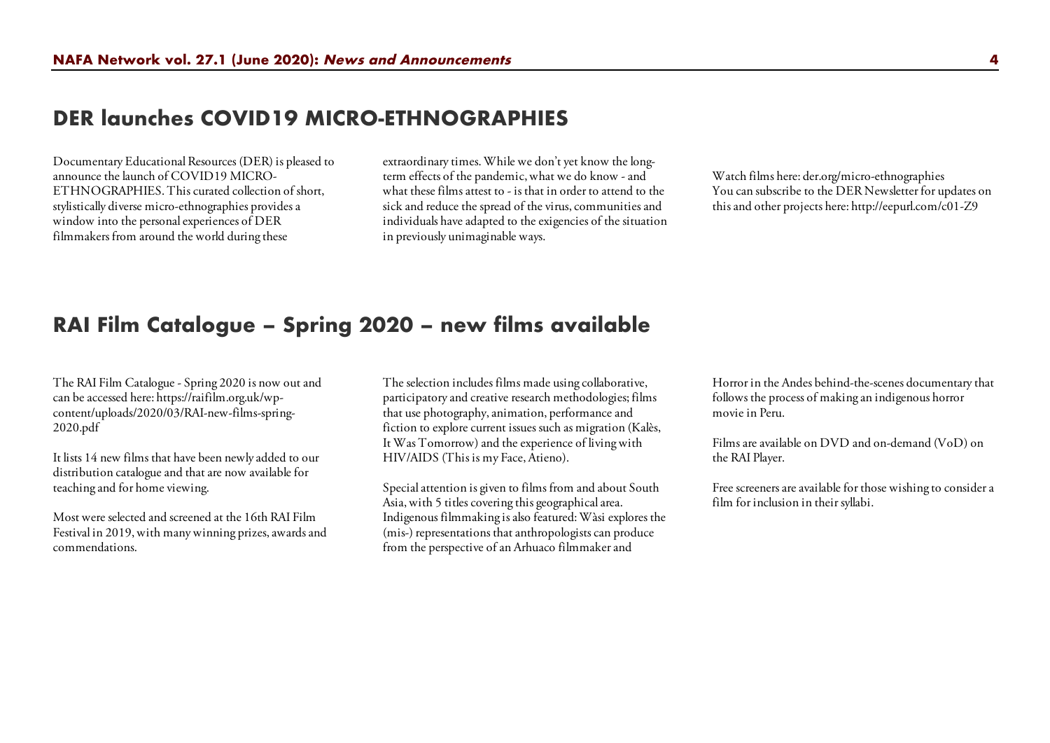## DER launches COVID19 MICRO-ETHNOGRAPHIES

Documentary Educational Resources (DER) is pleased to announce the launch of COVID19 MICRO-ETHNOGRAPHIES. This curated collection of short, stylistically diverse micro-ethnographies provides a window into the personal experiences of DER filmmakers from around the world during these extraordinary times. While we don't yet know the long-term effects of the pandemic, what we do know - and what these films attest to - is that in order to attend to the sick and reduce the spread of the virus, communities and individuals have adapted to the exigencies of the situation in previously unimaginable ways.

Watch films here: der.org/micro-ethnographies
You can subscribe to the DER Newsletter for updates on this and other projects here: http://eepurl.com/c01-Z9

## RAI Film Catalogue – Spring 2020 – new films available

The RAI Film Catalogue - Spring 2020 is now out and can be accessed here: https://raifilm.org.uk/wp-content/uploads/2020/03/RAI-new-films-spring-2020.pdf

It lists 14 new films that have been newly added to our distribution catalogue and that are now available for teaching and for home viewing.

Most were selected and screened at the 16th RAI Film Festival in 2019, with many winning prizes, awards and commendations.

The selection includes films made using collaborative, participatory and creative research methodologies; films that use photography, animation, performance and fiction to explore current issues such as migration (Kalès, It Was Tomorrow) and the experience of living with HIV/AIDS (This is my Face, Atieno).

Special attention is given to films from and about South Asia, with 5 titles covering this geographical area. Indigenous filmmaking is also featured: Wàsi explores the (mis-) representations that anthropologists can produce from the perspective of an Arhuaco filmmaker and Horror in the Andes behind-the-scenes documentary that follows the process of making an indigenous horror movie in Peru.

Films are available on DVD and on-demand (VoD) on the RAI Player.

Free screeners are available for those wishing to consider a film for inclusion in their syllabi.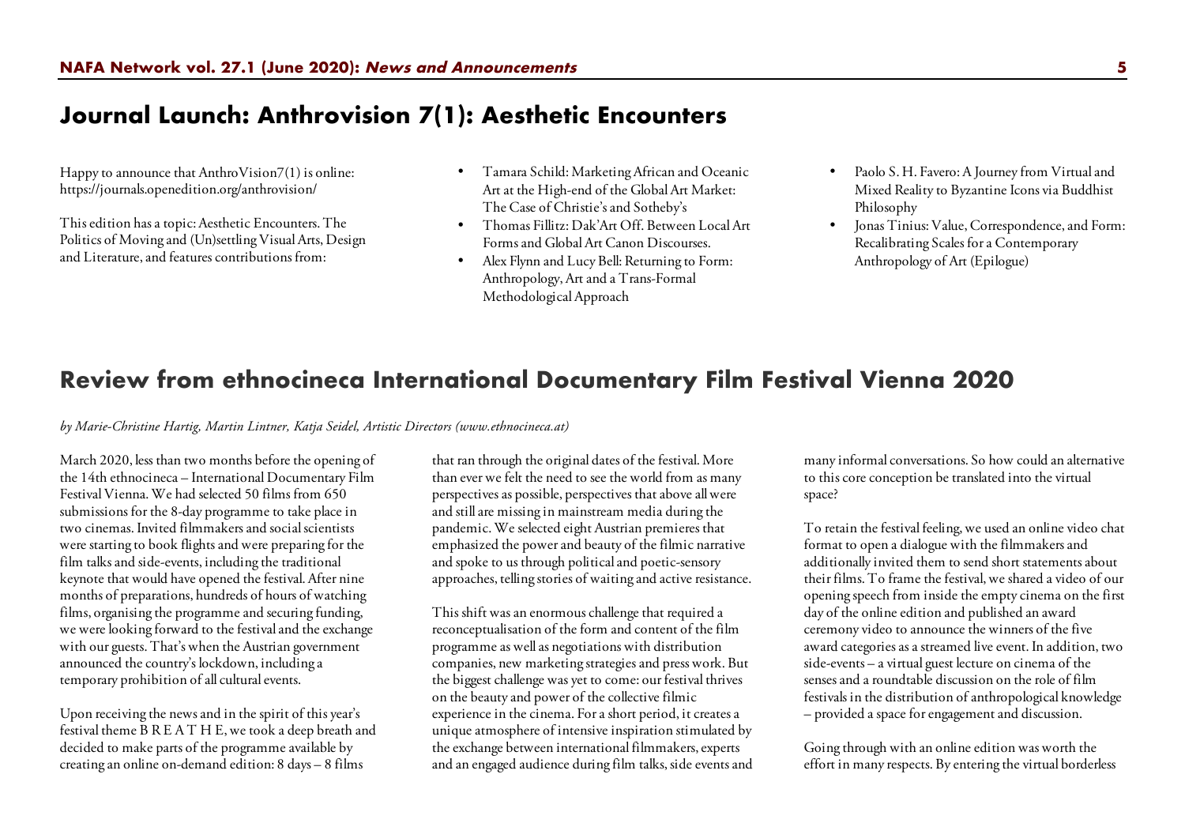## Journal Launch: Anthrovision 7(1): Aesthetic Encounters

Happy to announce that AnthroVision7(1) is online: https://journals.openedition.org/anthrovision/

This edition has a topic: Aesthetic Encounters. The Politics of Moving and (Un)settling Visual Arts, Design and Literature, and features contributions from:

- Tamara Schild: Marketing African and Oceanic Art at the High-end of the Global Art Market: The Case of Christie's and Sotheby's
- Thomas Fillitz: Dak'Art Off. Between Local Art Forms and Global Art Canon Discourses.
- Alex Flynn and Lucy Bell: Returning to Form: Anthropology, Art and a Trans-Formal Methodological Approach
- Paolo S. H. Favero: A Journey from Virtual and Mixed Reality to Byzantine Icons via Buddhist Philosophy
- Jonas Tinius: Value, Correspondence, and Form: Recalibrating Scales for a Contemporary Anthropology of Art (Epilogue)

## Review from ethnocineca International Documentary Film Festival Vienna 2020

*by Marie-Christine Hartig, Martin Lintner, Katja Seidel, Artistic Directors (www.ethnocineca.at)*

March 2020, less than two months before the opening of the 14th ethnocineca – International Documentary Film Festival Vienna. We had selected 50 films from 650 submissions for the 8-day programme to take place in two cinemas. Invited filmmakers and social scientists were starting to book flights and were preparing for the film talks and side-events, including the traditional keynote that would have opened the festival. After nine months of preparations, hundreds of hours of watching films, organising the programme and securing funding, we were looking forward to the festival and the exchange with our guests. That's when the Austrian government announced the country's lockdown, including a temporary prohibition of all cultural events.

Upon receiving the news and in the spirit of this year's festival theme B R E A T H E, we took a deep breath and decided to make parts of the programme available by creating an online on-demand edition: 8 days – 8 films that ran through the original dates of the festival. More than ever we felt the need to see the world from as many perspectives as possible, perspectives that above all were and still are missing in mainstream media during the pandemic. We selected eight Austrian premieres that emphasized the power and beauty of the filmic narrative and spoke to us through political and poetic-sensory approaches, telling stories of waiting and active resistance.

This shift was an enormous challenge that required a reconceptualisation of the form and content of the film programme as well as negotiations with distribution companies, new marketing strategies and press work. But the biggest challenge was yet to come: our festival thrives on the beauty and power of the collective filmic experience in the cinema. For a short period, it creates a unique atmosphere of intensive inspiration stimulated by the exchange between international filmmakers, experts and an engaged audience during film talks, side events and many informal conversations. So how could an alternative to this core conception be translated into the virtual space?

To retain the festival feeling, we used an online video chat format to open a dialogue with the filmmakers and additionally invited them to send short statements about their films. To frame the festival, we shared a video of our opening speech from inside the empty cinema on the first day of the online edition and published an award ceremony video to announce the winners of the five award categories as a streamed live event. In addition, two side-events – a virtual guest lecture on cinema of the senses and a roundtable discussion on the role of film festivals in the distribution of anthropological knowledge – provided a space for engagement and discussion.

Going through with an online edition was worth the effort in many respects. By entering the virtual borderless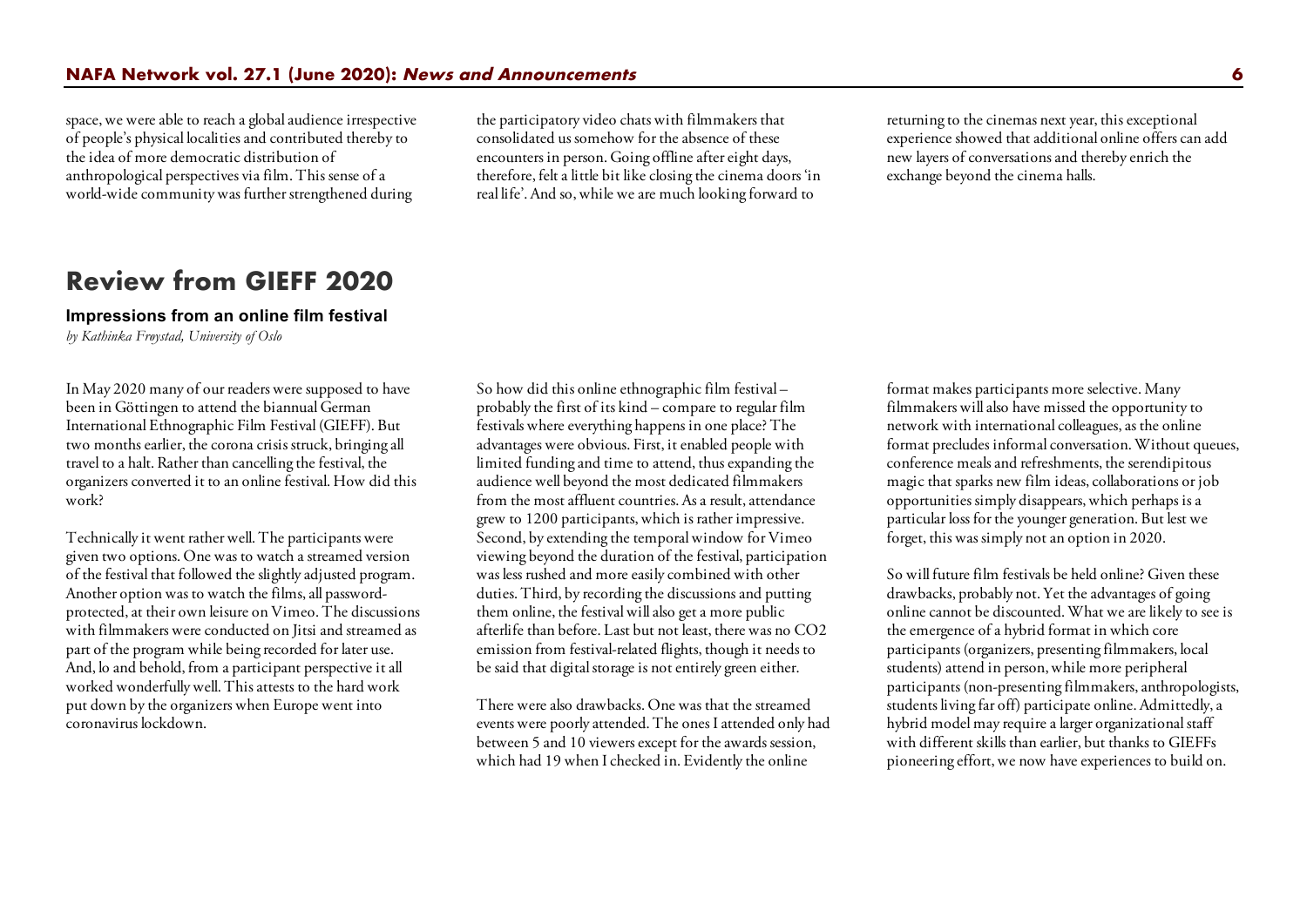space, we were able to reach a global audience irrespective of people's physical localities and contributed thereby to the idea of more democratic distribution of anthropological perspectives via film. This sense of a world-wide community was further strengthened during the participatory video chats with filmmakers that consolidated us somehow for the absence of these encounters in person. Going offline after eight days, therefore, felt a little bit like closing the cinema doors 'in real life'. And so, while we are much looking forward to returning to the cinemas next year, this exceptional experience showed that additional online offers can add new layers of conversations and thereby enrich the exchange beyond the cinema halls.

# Review from GIEFF 2020

### Impressions from an online film festival

*by Kathinka Frøystad, University of Oslo*

In May 2020 many of our readers were supposed to have been in Göttingen to attend the biannual German International Ethnographic Film Festival (GIEFF). But two months earlier, the corona crisis struck, bringing all travel to a halt. Rather than cancelling the festival, the organizers converted it to an online festival. How did this work?

Technically it went rather well. The participants were given two options. One was to watch a streamed version of the festival that followed the slightly adjusted program. Another option was to watch the films, all password-protected, at their own leisure on Vimeo. The discussions with filmmakers were conducted on Jitsi and streamed as part of the program while being recorded for later use. And, lo and behold, from a participant perspective it all worked wonderfully well. This attests to the hard work put down by the organizers when Europe went into coronavirus lockdown.

So how did this online ethnographic film festival – probably the first of its kind – compare to regular film festivals where everything happens in one place? The advantages were obvious. First, it enabled people with limited funding and time to attend, thus expanding the audience well beyond the most dedicated filmmakers from the most affluent countries. As a result, attendance grew to 1200 participants, which is rather impressive. Second, by extending the temporal window for Vimeo viewing beyond the duration of the festival, participation was less rushed and more easily combined with other duties. Third, by recording the discussions and putting them online, the festival will also get a more public afterlife than before. Last but not least, there was no $CO_2$ emission from festival-related flights, though it needs to be said that digital storage is not entirely green either.

There were also drawbacks. One was that the streamed events were poorly attended. The ones I attended only had between 5 and 10 viewers except for the awards session, which had 19 when I checked in. Evidently the online format makes participants more selective. Many filmmakers will also have missed the opportunity to network with international colleagues, as the online format precludes informal conversation. Without queues, conference meals and refreshments, the serendipitous magic that sparks new film ideas, collaborations or job opportunities simply disappears, which perhaps is a particular loss for the younger generation. But lest we forget, this was simply not an option in 2020.

So will future film festivals be held online? Given these drawbacks, probably not. Yet the advantages of going online cannot be discounted. What we are likely to see is the emergence of a hybrid format in which core participants (organizers, presenting filmmakers, local students) attend in person, while more peripheral participants (non-presenting filmmakers, anthropologists, students living far off) participate online. Admittedly, a hybrid model may require a larger organizational staff with different skills than earlier, but thanks to GIEFFs pioneering effort, we now have experiences to build on.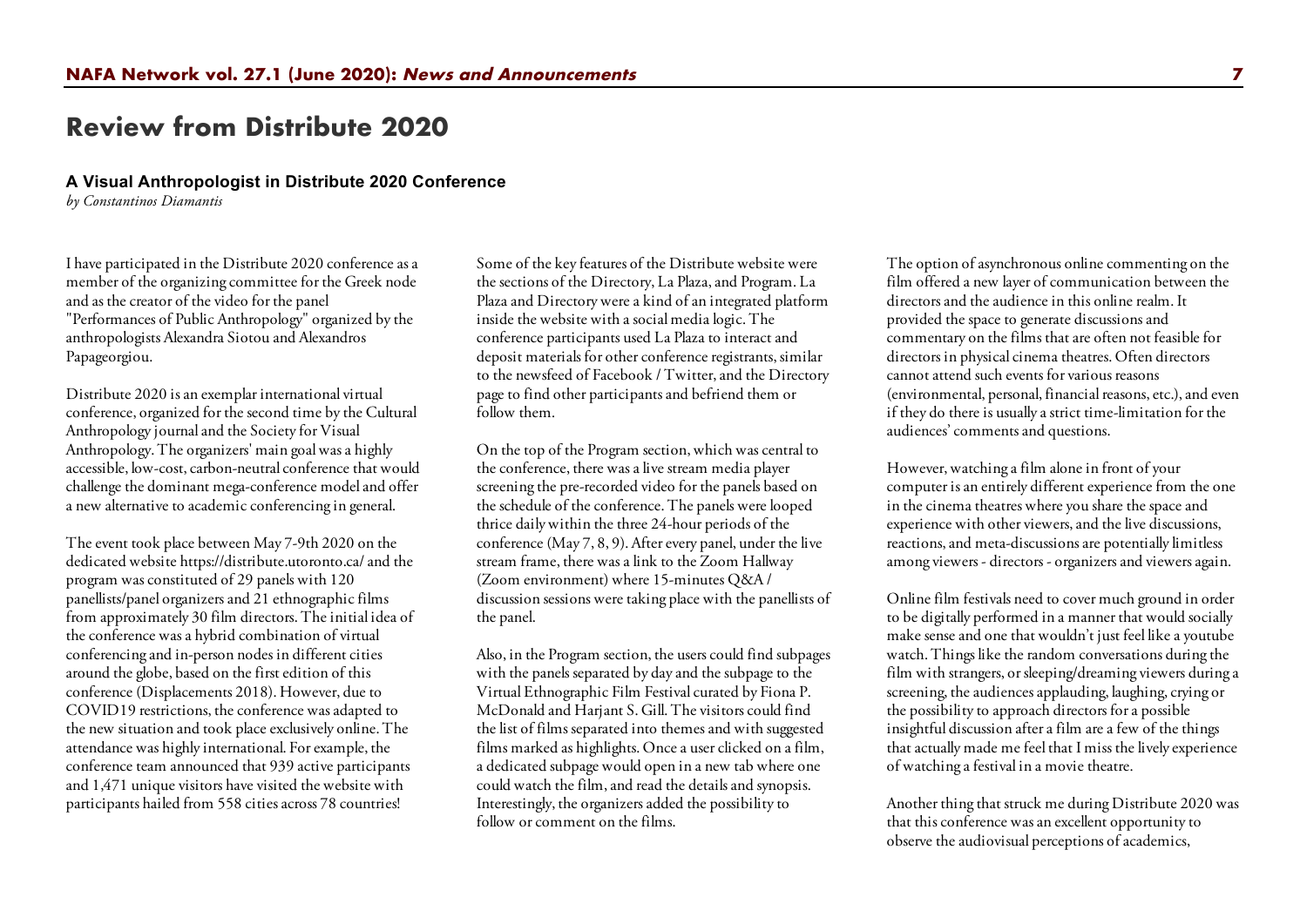# Review from Distribute 2020

### A Visual Anthropologist in Distribute 2020 Conference

*by Constantinos Diamantis*

I have participated in the Distribute 2020 conference as a member of the organizing committee for the Greek node and as the creator of the video for the panel "Performances of Public Anthropology" organized by the anthropologists Alexandra Siotou and Alexandros Papageorgiou.

Distribute 2020 is an exemplar international virtual conference, organized for the second time by the Cultural Anthropology journal and the Society for Visual Anthropology. The organizers' main goal was a highly accessible, low-cost, carbon-neutral conference that would challenge the dominant mega-conference model and offer a new alternative to academic conferencing in general.

The event took place between May 7-9th 2020 on the dedicated website https://distribute.utoronto.ca/ and the program was constituted of 29 panels with 120 panellists/panel organizers and 21 ethnographic films from approximately 30 film directors. The initial idea of the conference was a hybrid combination of virtual conferencing and in-person nodes in different cities around the globe, based on the first edition of this conference (Displacements 2018). However, due to COVID19 restrictions, the conference was adapted to the new situation and took place exclusively online. The attendance was highly international. For example, the conference team announced that 939 active participants and 1,471 unique visitors have visited the website with participants hailed from 558 cities across 78 countries!

Some of the key features of the Distribute website were the sections of the Directory, La Plaza, and Program. La Plaza and Directory were a kind of an integrated platform inside the website with a social media logic. The conference participants used La Plaza to interact and deposit materials for other conference registrants, similar to the newsfeed of Facebook / Twitter, and the Directory page to find other participants and befriend them or follow them.

On the top of the Program section, which was central to the conference, there was a live stream media player screening the pre-recorded video for the panels based on the schedule of the conference. The panels were looped thrice daily within the three 24-hour periods of the conference (May 7, 8, 9). After every panel, under the live stream frame, there was a link to the Zoom Hallway (Zoom environment) where 15-minutes Q&A / discussion sessions were taking place with the panellists of the panel.

Also, in the Program section, the users could find subpages with the panels separated by day and the subpage to the Virtual Ethnographic Film Festival curated by Fiona P. McDonald and Harjant S. Gill. The visitors could find the list of films separated into themes and with suggested films marked as highlights. Once a user clicked on a film, a dedicated subpage would open in a new tab where one could watch the film, and read the details and synopsis. Interestingly, the organizers added the possibility to follow or comment on the films.

The option of asynchronous online commenting on the film offered a new layer of communication between the directors and the audience in this online realm. It provided the space to generate discussions and commentary on the films that are often not feasible for directors in physical cinema theatres. Often directors cannot attend such events for various reasons (environmental, personal, financial reasons, etc.), and even if they do there is usually a strict time-limitation for the audiences' comments and questions.

However, watching a film alone in front of your computer is an entirely different experience from the one in the cinema theatres where you share the space and experience with other viewers, and the live discussions, reactions, and meta-discussions are potentially limitless among viewers - directors - organizers and viewers again.

Online film festivals need to cover much ground in order to be digitally performed in a manner that would socially make sense and one that wouldn't just feel like a youtube watch. Things like the random conversations during the film with strangers, or sleeping/dreaming viewers during a screening, the audiences applauding, laughing, crying or the possibility to approach directors for a possible insightful discussion after a film are a few of the things that actually made me feel that I miss the lively experience of watching a festival in a movie theatre.

Another thing that struck me during Distribute 2020 was that this conference was an excellent opportunity to observe the audiovisual perceptions of academics,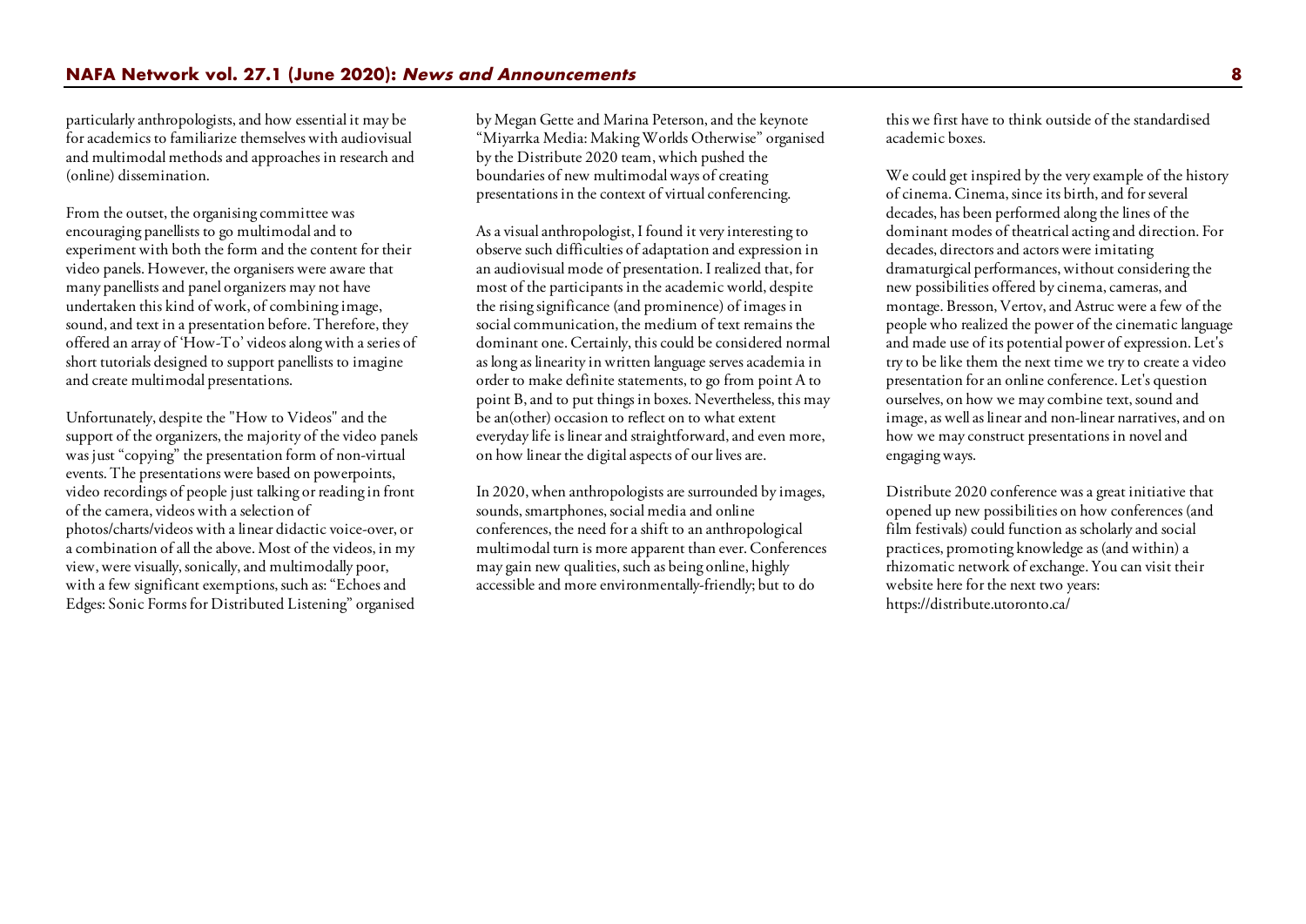particularly anthropologists, and how essential it may be for academics to familiarize themselves with audiovisual and multimodal methods and approaches in research and (online) dissemination.

From the outset, the organising committee was encouraging panellists to go multimodal and to experiment with both the form and the content for their video panels. However, the organisers were aware that many panellists and panel organizers may not have undertaken this kind of work, of combining image, sound, and text in a presentation before. Therefore, they offered an array of 'How-To' videos along with a series of short tutorials designed to support panellists to imagine and create multimodal presentations.

Unfortunately, despite the "How to Videos" and the support of the organizers, the majority of the video panels was just "copying" the presentation form of non-virtual events. The presentations were based on powerpoints, video recordings of people just talking or reading in front of the camera, videos with a selection of photos/charts/videos with a linear didactic voice-over, or a combination of all the above. Most of the videos, in my view, were visually, sonically, and multimodally poor, with a few significant exemptions, such as: "Echoes and Edges: Sonic Forms for Distributed Listening" organised by Megan Gette and Marina Peterson, and the keynote "Miyarrka Media: Making Worlds Otherwise" organised by the Distribute 2020 team, which pushed the boundaries of new multimodal ways of creating presentations in the context of virtual conferencing.

As a visual anthropologist, I found it very interesting to observe such difficulties of adaptation and expression in an audiovisual mode of presentation. I realized that, for most of the participants in the academic world, despite the rising significance (and prominence) of images in social communication, the medium of text remains the dominant one. Certainly, this could be considered normal as long as linearity in written language serves academia in order to make definite statements, to go from point A to point B, and to put things in boxes. Nevertheless, this may be an(other) occasion to reflect on to what extent everyday life is linear and straightforward, and even more, on how linear the digital aspects of our lives are.

In 2020, when anthropologists are surrounded by images, sounds, smartphones, social media and online conferences, the need for a shift to an anthropological multimodal turn is more apparent than ever. Conferences may gain new qualities, such as being online, highly accessible and more environmentally-friendly; but to do this we first have to think outside of the standardised academic boxes.

We could get inspired by the very example of the history of cinema. Cinema, since its birth, and for several decades, has been performed along the lines of the dominant modes of theatrical acting and direction. For decades, directors and actors were imitating dramaturgical performances, without considering the new possibilities offered by cinema, cameras, and montage. Bresson, Vertov, and Astruc were a few of the people who realized the power of the cinematic language and made use of its potential power of expression. Let's try to be like them the next time we try to create a video presentation for an online conference. Let's question ourselves, on how we may combine text, sound and image, as well as linear and non-linear narratives, and on how we may construct presentations in novel and engaging ways.

Distribute 2020 conference was a great initiative that opened up new possibilities on how conferences (and film festivals) could function as scholarly and social practices, promoting knowledge as (and within) a rhizomatic network of exchange. You can visit their website here for the next two years: https://distribute.utoronto.ca/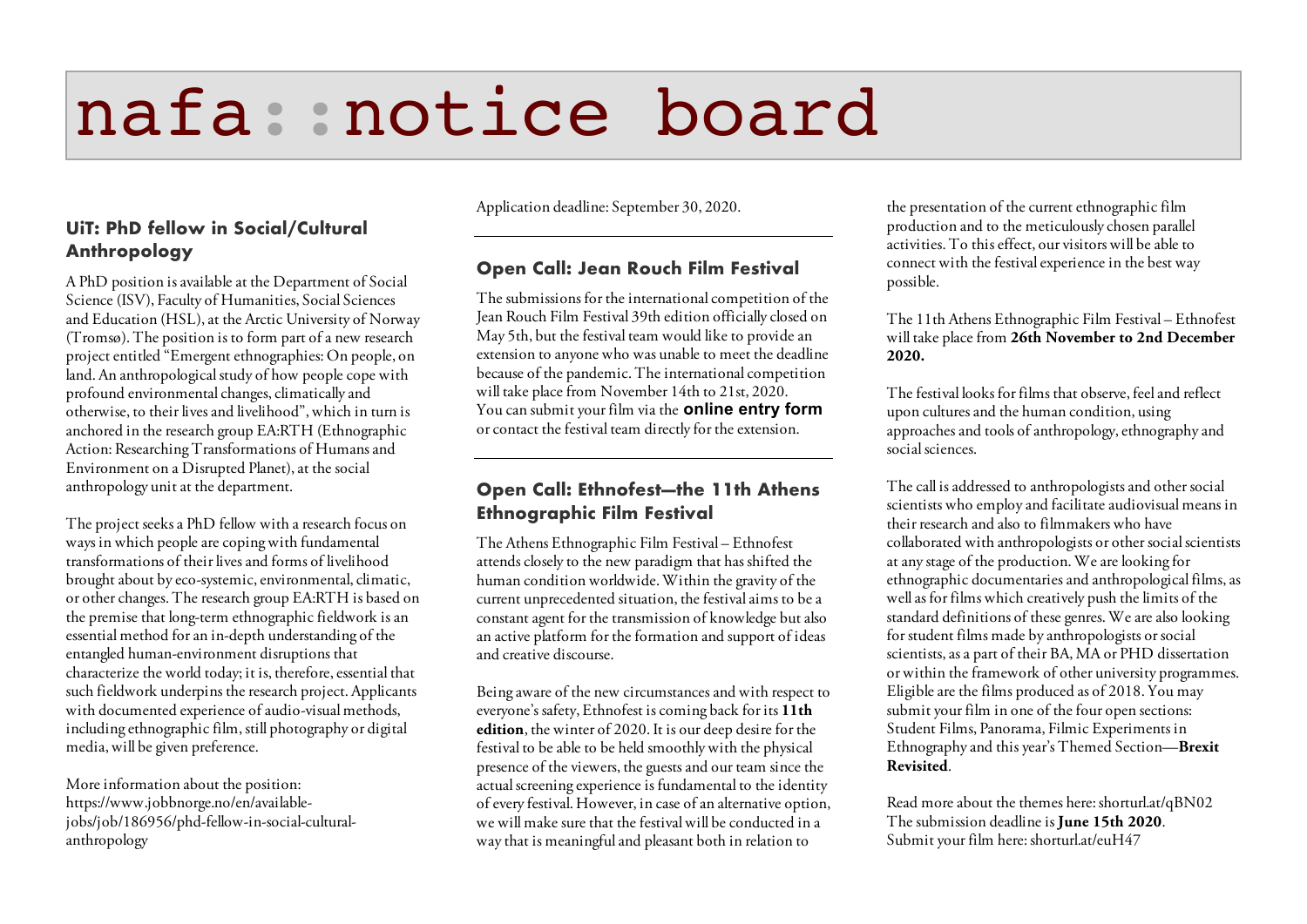# nafa::notice board

## UiT: PhD fellow in Social/Cultural Anthropology

A PhD position is available at the Department of Social Science (ISV), Faculty of Humanities, Social Sciences and Education (HSL), at the Arctic University of Norway (Tromsø). The position is to form part of a new research project entitled "Emergent ethnographies: On people, on land. An anthropological study of how people cope with profound environmental changes, climatically and otherwise, to their lives and livelihood", which in turn is anchored in the research group EA:RTH (Ethnographic Action: Researching Transformations of Humans and Environment on a Disrupted Planet), at the social anthropology unit at the department.

The project seeks a PhD fellow with a research focus on ways in which people are coping with fundamental transformations of their lives and forms of livelihood brought about by eco-systemic, environmental, climatic, or other changes. The research group EA:RTH is based on the premise that long-term ethnographic fieldwork is an essential method for an in-depth understanding of the entangled human-environment disruptions that characterize the world today; it is, therefore, essential that such fieldwork underpins the research project. Applicants with documented experience of audio-visual methods, including ethnographic film, still photography or digital media, will be given preference.

More information about the position: https://www.jobbnorge.no/en/available-jobs/job/186956/phd-fellow-in-social-cultural-anthropology

Application deadline: September 30, 2020.

## Open Call: Jean Rouch Film Festival

The submissions for the international competition of the Jean Rouch Film Festival 39th edition officially closed on May 5th, but the festival team would like to provide an extension to anyone who was unable to meet the deadline because of the pandemic. The international competition will take place from November 14th to 21st, 2020. You can submit your film via the **online entry form** or contact the festival team directly for the extension.

## Open Call: Ethnofest—the 11th Athens Ethnographic Film Festival

The Athens Ethnographic Film Festival – Ethnofest attends closely to the new paradigm that has shifted the human condition worldwide. Within the gravity of the current unprecedented situation, the festival aims to be a constant agent for the transmission of knowledge but also an active platform for the formation and support of ideas and creative discourse.

Being aware of the new circumstances and with respect to everyone's safety, Ethnofest is coming back for its **11th edition**, the winter of 2020. It is our deep desire for the festival to be able to be held smoothly with the physical presence of the viewers, the guests and our team since the actual screening experience is fundamental to the identity of every festival. However, in case of an alternative option, we will make sure that the festival will be conducted in a way that is meaningful and pleasant both in relation to the presentation of the current ethnographic film production and to the meticulously chosen parallel activities. To this effect, our visitors will be able to connect with the festival experience in the best way possible.

The 11th Athens Ethnographic Film Festival – Ethnofest will take place from **26th November to 2nd December 2020.**

The festival looks for films that observe, feel and reflect upon cultures and the human condition, using approaches and tools of anthropology, ethnography and social sciences.

The call is addressed to anthropologists and other social scientists who employ and facilitate audiovisual means in their research and also to filmmakers who have collaborated with anthropologists or other social scientists at any stage of the production. We are looking for ethnographic documentaries and anthropological films, as well as for films which creatively push the limits of the standard definitions of these genres. We are also looking for student films made by anthropologists or social scientists, as a part of their BA, MA or PHD dissertation or within the framework of other university programmes. Eligible are the films produced as of 2018. You may submit your film in one of the four open sections: Student Films, Panorama, Filmic Experiments in Ethnography and this year's Themed Section—**Brexit Revisited**.

Read more about the themes here: shorturl.at/qBN02
The submission deadline is **June 15th 2020**.
Submit your film here: shorturl.at/euH47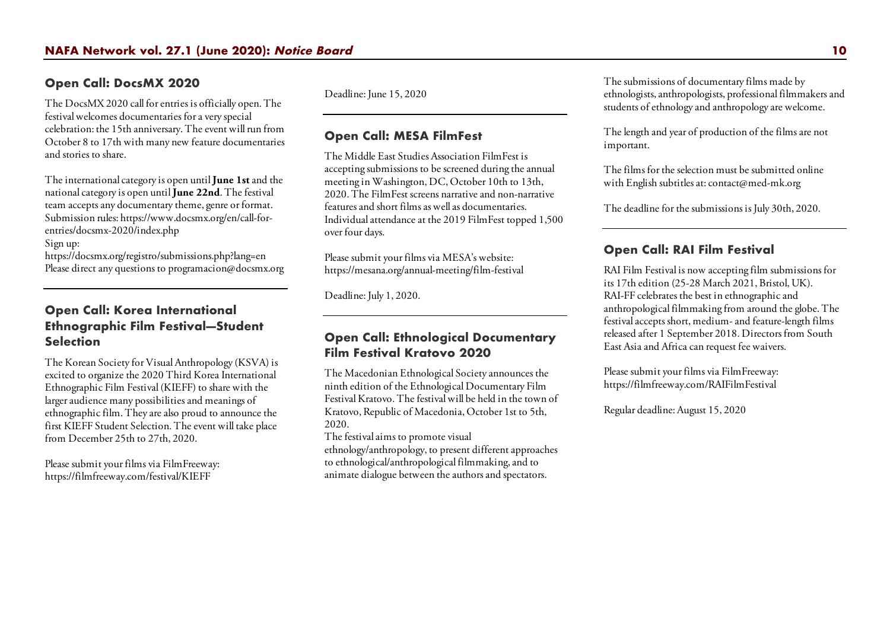## Open Call: DocsMX 2020

The DocsMX 2020 call for entries is officially open. The festival welcomes documentaries for a very special celebration: the 15th anniversary. The event will run from October 8 to 17th with many new feature documentaries and stories to share.

The international category is open until **June 1st** and the national category is open until **June 22nd**. The festival team accepts any documentary theme, genre or format. Submission rules: https://www.docsmx.org/en/call-for-entries/docsmx-2020/index.php
Sign up:
https://docsmx.org/registro/submissions.php?lang=en
Please direct any questions to programacion@docsmx.org

---

## Open Call: Korea International Ethnographic Film Festival—Student Selection

The Korean Society for Visual Anthropology (KSVA) is excited to organize the 2020 Third Korea International Ethnographic Film Festival (KIEFF) to share with the larger audience many possibilities and meanings of ethnographic film. They are also proud to announce the first KIEFF Student Selection. The event will take place from December 25th to 27th, 2020.

Please submit your films via FilmFreeway:
https://filmfreeway.com/festival/KIEFF

Deadline: June 15, 2020

---

## Open Call: MESA FilmFest

The Middle East Studies Association FilmFest is accepting submissions to be screened during the annual meeting in Washington, DC, October 10th to 13th, 2020. The FilmFest screens narrative and non-narrative features and short films as well as documentaries. Individual attendance at the 2019 FilmFest topped 1,500 over four days.

Please submit your films via MESA's website:
https://mesana.org/annual-meeting/film-festival

Deadline: July 1, 2020.

---

## Open Call: Ethnological Documentary Film Festival Kratovo 2020

The Macedonian Ethnological Society announces the ninth edition of the Ethnological Documentary Film Festival Kratovo. The festival will be held in the town of Kratovo, Republic of Macedonia, October 1st to 5th, 2020.
The festival aims to promote visual ethnology/anthropology, to present different approaches to ethnological/anthropological filmmaking, and to animate dialogue between the authors and spectators.

The submissions of documentary films made by ethnologists, anthropologists, professional filmmakers and students of ethnology and anthropology are welcome.

The length and year of production of the films are not important.

The films for the selection must be submitted online with English subtitles at: contact@med-mk.org

The deadline for the submissions is July 30th, 2020.

---

## Open Call: RAI Film Festival

RAI Film Festival is now accepting film submissions for its 17th edition (25-28 March 2021, Bristol, UK). RAI-FF celebrates the best in ethnographic and anthropological filmmaking from around the globe. The festival accepts short, medium- and feature-length films released after 1 September 2018. Directors from South East Asia and Africa can request fee waivers.

Please submit your films via FilmFreeway:
https://filmfreeway.com/RAIFilmFestival

Regular deadline: August 15, 2020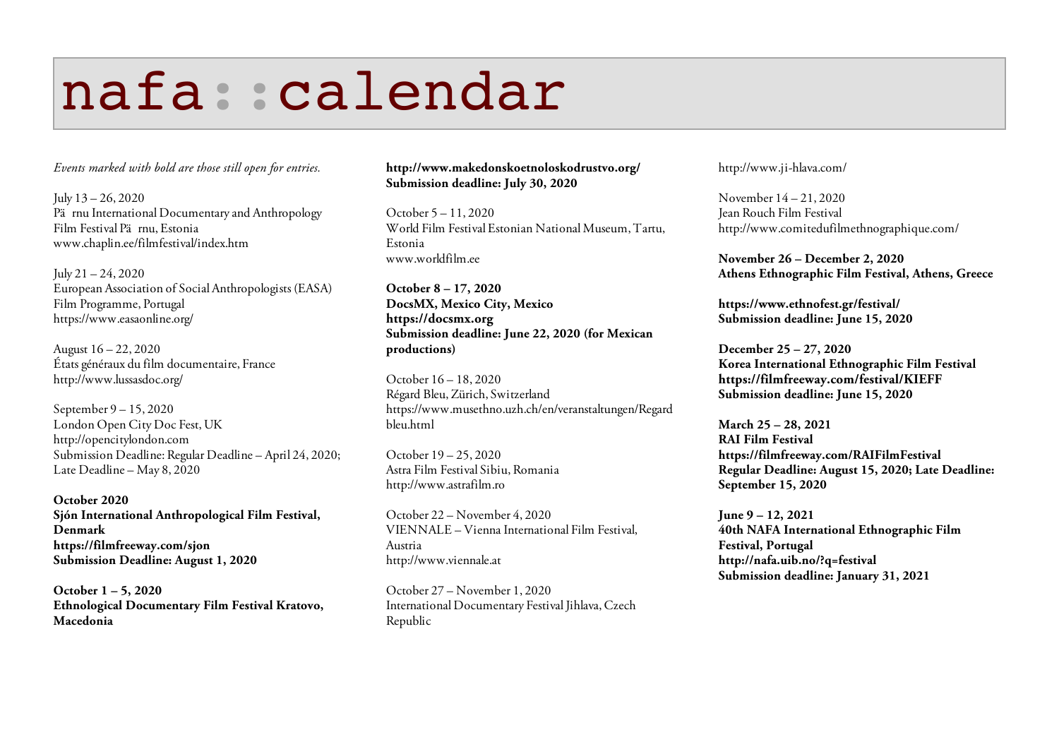# nafa::calendar

*Events marked with bold are those still open for entries.*

July 13 – 26, 2020
Pä rnu International Documentary and Anthropology Film Festival Pä rnu, Estonia
www.chaplin.ee/filmfestival/index.htm

July 21 – 24, 2020
European Association of Social Anthropologists (EASA) Film Programme, Portugal
https://www.easaonline.org/

August 16 – 22, 2020
États généraux du film documentaire, France
http://www.lussasdoc.org/

September 9 – 15, 2020
London Open City Doc Fest, UK
http://opencitylondon.com
Submission Deadline: Regular Deadline – April 24, 2020; Late Deadline – May 8, 2020

**October 2020**
**Sjón International Anthropological Film Festival, Denmark**
**https://filmfreeway.com/sjon**
**Submission Deadline: August 1, 2020**

**October 1 – 5, 2020**
**Ethnological Documentary Film Festival Kratovo, Macedonia**
**http://www.makedonskoetnoloskodrustvo.org/**
**Submission deadline: July 30, 2020**

October 5 – 11, 2020
World Film Festival Estonian National Museum, Tartu, Estonia
www.worldfilm.ee

**October 8 – 17, 2020**
**DocsMX, Mexico City, Mexico**
**https://docsmx.org**
**Submission deadline: June 22, 2020 (for Mexican productions)**

October 16 – 18, 2020
Régard Bleu, Zürich, Switzerland
https://www.musethno.uzh.ch/en/veranstaltungen/Regardbleu.html

October 19 – 25, 2020
Astra Film Festival Sibiu, Romania
http://www.astrafilm.ro

October 22 – November 4, 2020
VIENNALE – Vienna International Film Festival, Austria
http://www.viennale.at

October 27 – November 1, 2020
International Documentary Festival Jihlava, Czech Republic
http://www.ji-hlava.com/

November 14 – 21, 2020
Jean Rouch Film Festival
http://www.comitedufilmethnographique.com/

**November 26 – December 2, 2020**
**Athens Ethnographic Film Festival, Athens, Greece**

**https://www.ethnofest.gr/festival/**
**Submission deadline: June 15, 2020**

**December 25 – 27, 2020**
**Korea International Ethnographic Film Festival**
**https://filmfreeway.com/festival/KIEFF**
**Submission deadline: June 15, 2020**

**March 25 – 28, 2021**
**RAI Film Festival**
**https://filmfreeway.com/RAIFilmFestival**
**Regular Deadline: August 15, 2020; Late Deadline: September 15, 2020**

**June 9 – 12, 2021**
**40th NAFA International Ethnographic Film Festival, Portugal**
**http://nafa.uib.no/?q=festival**
**Submission deadline: January 31, 2021**